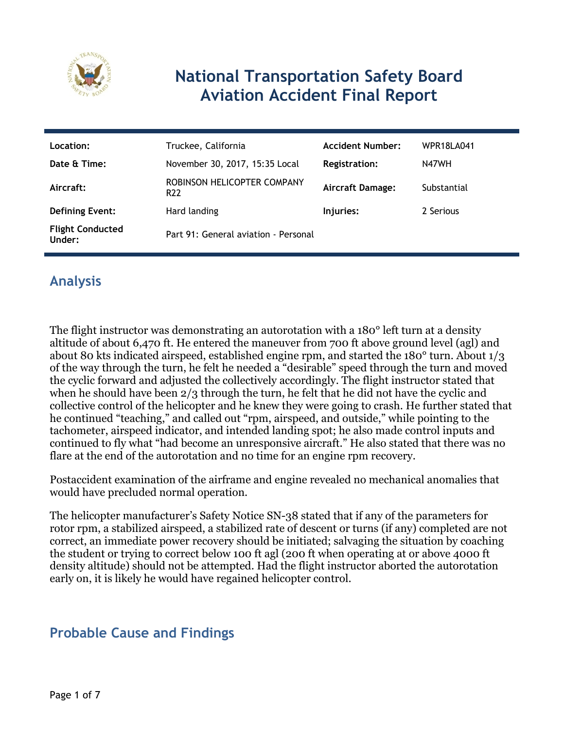# National Transportation Safety Board Aviation Accident Final Report

| Location: | Truckee, California | Accident Number: | WPR18LA041 |
|---|---|---|---|
| Date & Time: | November 30, 2017, 15:35 Local | Registration: | N47WH |
| Aircraft: | ROBINSON HELICOPTER COMPANY R22 | Aircraft Damage: | Substantial |
| Defining Event: | Hard landing | Injuries: | 2 Serious |
| Flight Conducted Under: | Part 91: General aviation - Personal | | |

## Analysis

The flight instructor was demonstrating an autorotation with a 180° left turn at a density altitude of about 6,470 ft. He entered the maneuver from 700 ft above ground level (agl) and about 80 kts indicated airspeed, established engine rpm, and started the 180° turn. About 1/3 of the way through the turn, he felt he needed a "desirable" speed through the turn and moved the cyclic forward and adjusted the collectively accordingly. The flight instructor stated that when he should have been 2/3 through the turn, he felt that he did not have the cyclic and collective control of the helicopter and he knew they were going to crash. He further stated that he continued "teaching," and called out "rpm, airspeed, and outside," while pointing to the tachometer, airspeed indicator, and intended landing spot; he also made control inputs and continued to fly what "had become an unresponsive aircraft." He also stated that there was no flare at the end of the autorotation and no time for an engine rpm recovery.

Postaccident examination of the airframe and engine revealed no mechanical anomalies that would have precluded normal operation.

The helicopter manufacturer's Safety Notice SN-38 stated that if any of the parameters for rotor rpm, a stabilized airspeed, a stabilized rate of descent or turns (if any) completed are not correct, an immediate power recovery should be initiated; salvaging the situation by coaching the student or trying to correct below 100 ft agl (200 ft when operating at or above 4000 ft density altitude) should not be attempted. Had the flight instructor aborted the autorotation early on, it is likely he would have regained helicopter control.

## Probable Cause and Findings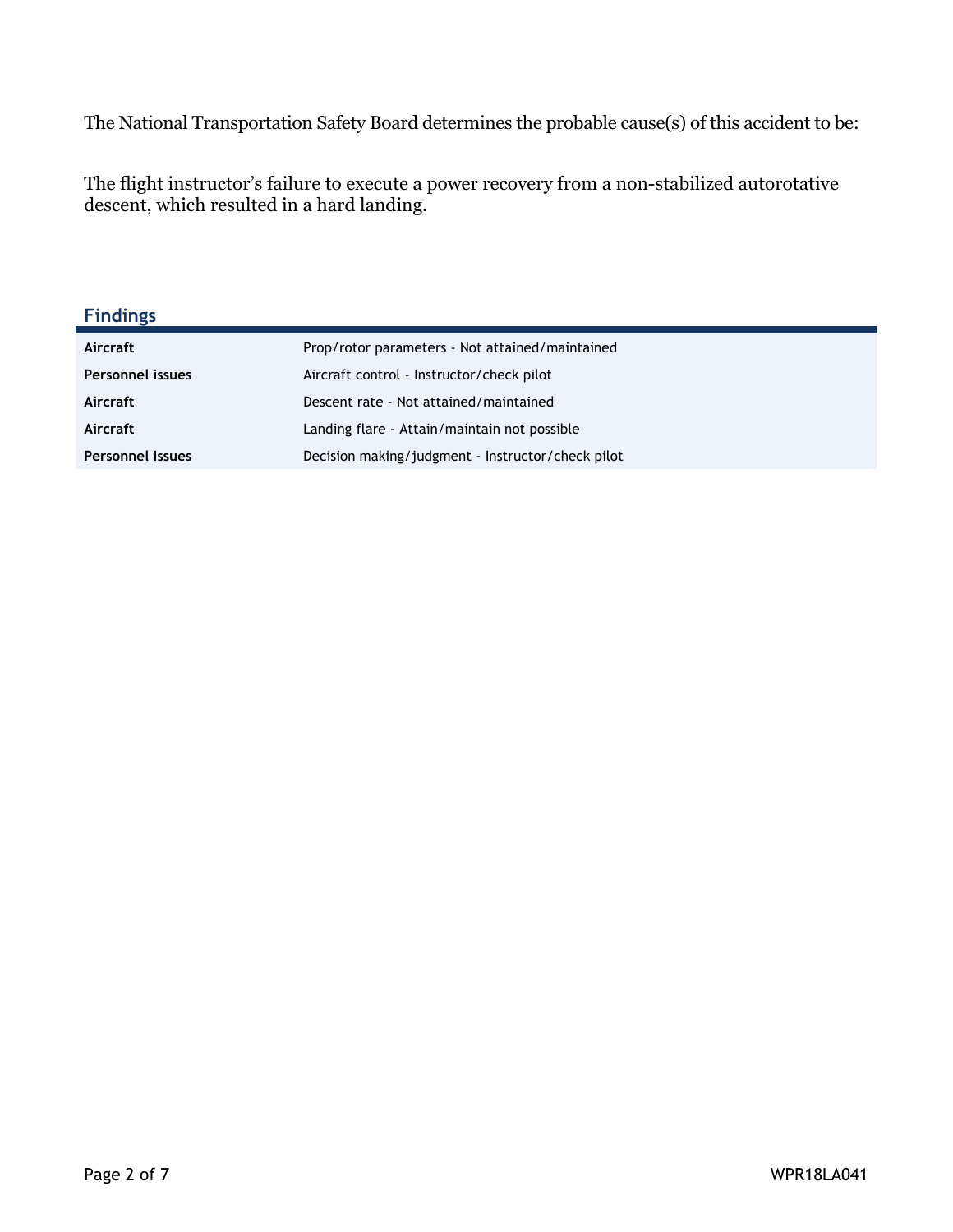The National Transportation Safety Board determines the probable cause(s) of this accident to be:

The flight instructor's failure to execute a power recovery from a non-stabilized autorotative descent, which resulted in a hard landing.

## Findings

| | |
|---|---|
| **Aircraft** | Prop/rotor parameters - Not attained/maintained |
| **Personnel issues** | Aircraft control - Instructor/check pilot |
| **Aircraft** | Descent rate - Not attained/maintained |
| **Aircraft** | Landing flare - Attain/maintain not possible |
| **Personnel issues** | Decision making/judgment - Instructor/check pilot |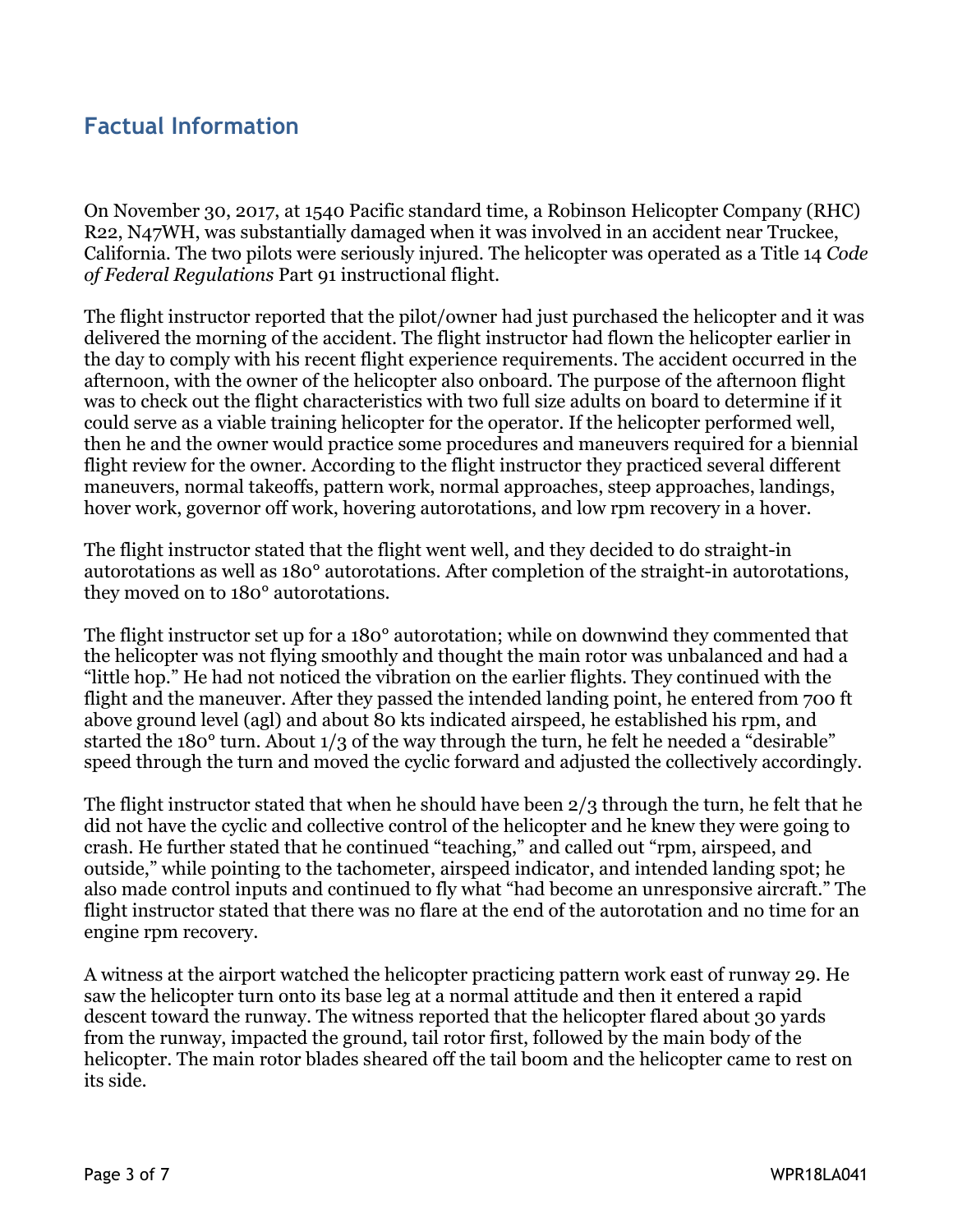## Factual Information

On November 30, 2017, at 1540 Pacific standard time, a Robinson Helicopter Company (RHC) R22, N47WH, was substantially damaged when it was involved in an accident near Truckee, California. The two pilots were seriously injured. The helicopter was operated as a Title 14 *Code of Federal Regulations* Part 91 instructional flight.

The flight instructor reported that the pilot/owner had just purchased the helicopter and it was delivered the morning of the accident. The flight instructor had flown the helicopter earlier in the day to comply with his recent flight experience requirements. The accident occurred in the afternoon, with the owner of the helicopter also onboard. The purpose of the afternoon flight was to check out the flight characteristics with two full size adults on board to determine if it could serve as a viable training helicopter for the operator. If the helicopter performed well, then he and the owner would practice some procedures and maneuvers required for a biennial flight review for the owner. According to the flight instructor they practiced several different maneuvers, normal takeoffs, pattern work, normal approaches, steep approaches, landings, hover work, governor off work, hovering autorotations, and low rpm recovery in a hover.

The flight instructor stated that the flight went well, and they decided to do straight-in autorotations as well as 180° autorotations. After completion of the straight-in autorotations, they moved on to 180° autorotations.

The flight instructor set up for a 180° autorotation; while on downwind they commented that the helicopter was not flying smoothly and thought the main rotor was unbalanced and had a "little hop." He had not noticed the vibration on the earlier flights. They continued with the flight and the maneuver. After they passed the intended landing point, he entered from 700 ft above ground level (agl) and about 80 kts indicated airspeed, he established his rpm, and started the 180° turn. About 1/3 of the way through the turn, he felt he needed a "desirable" speed through the turn and moved the cyclic forward and adjusted the collectively accordingly.

The flight instructor stated that when he should have been 2/3 through the turn, he felt that he did not have the cyclic and collective control of the helicopter and he knew they were going to crash. He further stated that he continued "teaching," and called out "rpm, airspeed, and outside," while pointing to the tachometer, airspeed indicator, and intended landing spot; he also made control inputs and continued to fly what "had become an unresponsive aircraft." The flight instructor stated that there was no flare at the end of the autorotation and no time for an engine rpm recovery.

A witness at the airport watched the helicopter practicing pattern work east of runway 29. He saw the helicopter turn onto its base leg at a normal attitude and then it entered a rapid descent toward the runway. The witness reported that the helicopter flared about 30 yards from the runway, impacted the ground, tail rotor first, followed by the main body of the helicopter. The main rotor blades sheared off the tail boom and the helicopter came to rest on its side.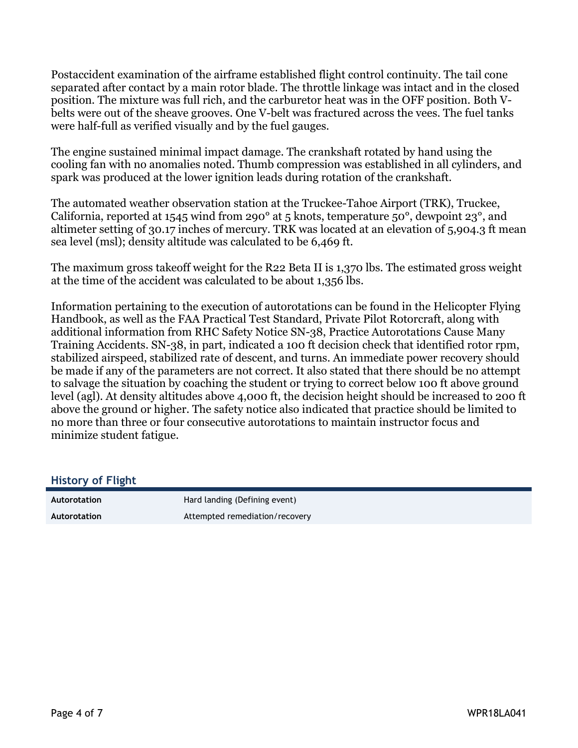Postaccident examination of the airframe established flight control continuity. The tail cone separated after contact by a main rotor blade. The throttle linkage was intact and in the closed position. The mixture was full rich, and the carburetor heat was in the OFF position. Both V-belts were out of the sheave grooves. One V-belt was fractured across the vees. The fuel tanks were half-full as verified visually and by the fuel gauges.

The engine sustained minimal impact damage. The crankshaft rotated by hand using the cooling fan with no anomalies noted. Thumb compression was established in all cylinders, and spark was produced at the lower ignition leads during rotation of the crankshaft.

The automated weather observation station at the Truckee-Tahoe Airport (TRK), Truckee, California, reported at 1545 wind from 290° at 5 knots, temperature 50°, dewpoint 23°, and altimeter setting of 30.17 inches of mercury. TRK was located at an elevation of 5,904.3 ft mean sea level (msl); density altitude was calculated to be 6,469 ft.

The maximum gross takeoff weight for the R22 Beta II is 1,370 lbs. The estimated gross weight at the time of the accident was calculated to be about 1,356 lbs.

Information pertaining to the execution of autorotations can be found in the Helicopter Flying Handbook, as well as the FAA Practical Test Standard, Private Pilot Rotorcraft, along with additional information from RHC Safety Notice SN-38, Practice Autorotations Cause Many Training Accidents. SN-38, in part, indicated a 100 ft decision check that identified rotor rpm, stabilized airspeed, stabilized rate of descent, and turns. An immediate power recovery should be made if any of the parameters are not correct. It also stated that there should be no attempt to salvage the situation by coaching the student or trying to correct below 100 ft above ground level (agl). At density altitudes above 4,000 ft, the decision height should be increased to 200 ft above the ground or higher. The safety notice also indicated that practice should be limited to no more than three or four consecutive autorotations to maintain instructor focus and minimize student fatigue.

## History of Flight

| | |
|---|---|
| **Autorotation** | Hard landing (Defining event) |
| **Autorotation** | Attempted remediation/recovery |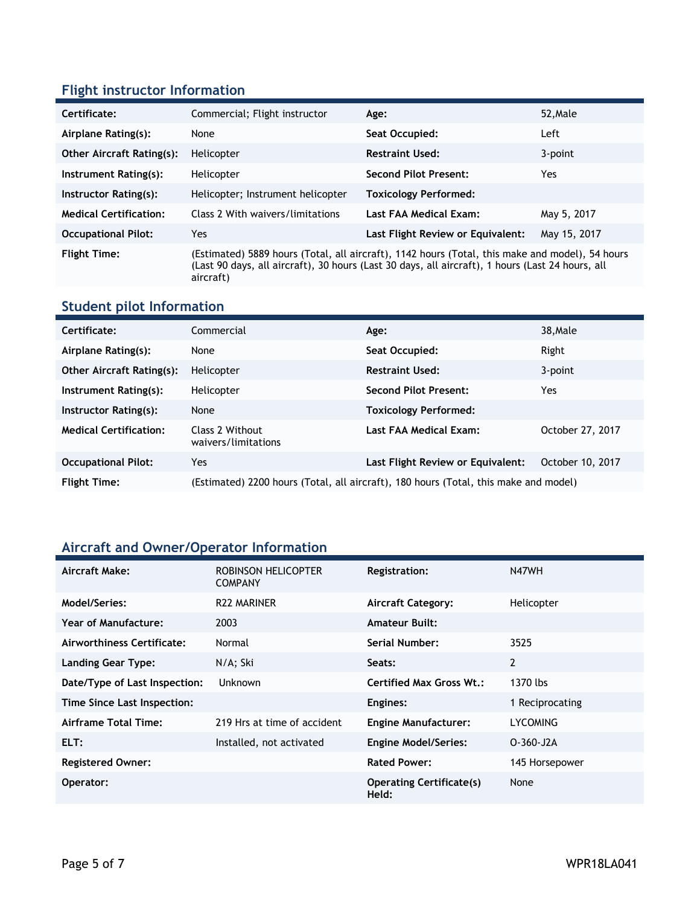## Flight instructor Information

| | | | |
|---|---|---|---|
| **Certificate:** | Commercial; Flight instructor | **Age:** | 52,Male |
| **Airplane Rating(s):** | None | **Seat Occupied:** | Left |
| **Other Aircraft Rating(s):** | Helicopter | **Restraint Used:** | 3-point |
| **Instrument Rating(s):** | Helicopter | **Second Pilot Present:** | Yes |
| **Instructor Rating(s):** | Helicopter; Instrument helicopter | **Toxicology Performed:** | |
| **Medical Certification:** | Class 2 With waivers/limitations | **Last FAA Medical Exam:** | May 5, 2017 |
| **Occupational Pilot:** | Yes | **Last Flight Review or Equivalent:** | May 15, 2017 |
| **Flight Time:** | (Estimated) 5889 hours (Total, all aircraft), 1142 hours (Total, this make and model), 54 hours (Last 90 days, all aircraft), 30 hours (Last 30 days, all aircraft), 1 hours (Last 24 hours, all aircraft) | | |

## Student pilot Information

| | | | |
|---|---|---|---|
| **Certificate:** | Commercial | **Age:** | 38,Male |
| **Airplane Rating(s):** | None | **Seat Occupied:** | Right |
| **Other Aircraft Rating(s):** | Helicopter | **Restraint Used:** | 3-point |
| **Instrument Rating(s):** | Helicopter | **Second Pilot Present:** | Yes |
| **Instructor Rating(s):** | None | **Toxicology Performed:** | |
| **Medical Certification:** | Class 2 Without waivers/limitations | **Last FAA Medical Exam:** | October 27, 2017 |
| **Occupational Pilot:** | Yes | **Last Flight Review or Equivalent:** | October 10, 2017 |
| **Flight Time:** | (Estimated) 2200 hours (Total, all aircraft), 180 hours (Total, this make and model) | | |

## Aircraft and Owner/Operator Information

| | | | |
|---|---|---|---|
| **Aircraft Make:** | ROBINSON HELICOPTER COMPANY | **Registration:** | N47WH |
| **Model/Series:** | R22 MARINER | **Aircraft Category:** | Helicopter |
| **Year of Manufacture:** | 2003 | **Amateur Built:** | |
| **Airworthiness Certificate:** | Normal | **Serial Number:** | 3525 |
| **Landing Gear Type:** | N/A; Ski | **Seats:** | 2 |
| **Date/Type of Last Inspection:** | Unknown | **Certified Max Gross Wt.:** | 1370 lbs |
| **Time Since Last Inspection:** | | **Engines:** | 1 Reciprocating |
| **Airframe Total Time:** | 219 Hrs at time of accident | **Engine Manufacturer:** | LYCOMING |
| **ELT:** | Installed, not activated | **Engine Model/Series:** | O-360-J2A |
| **Registered Owner:** | | **Rated Power:** | 145 Horsepower |
| **Operator:** | | **Operating Certificate(s) Held:** | None |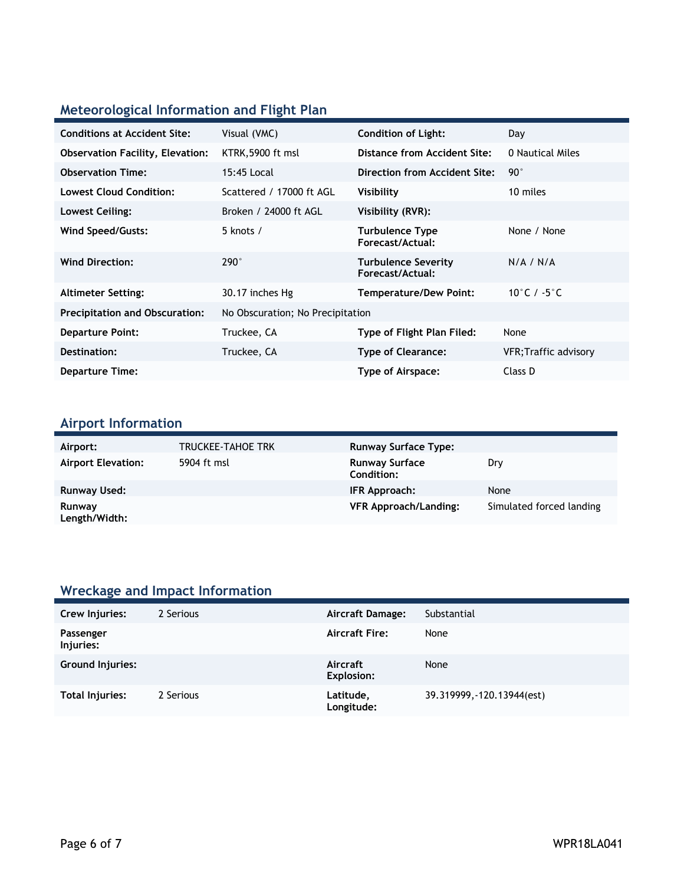## Meteorological Information and Flight Plan

| | | | |
|---|---|---|---|
| **Conditions at Accident Site:** | Visual (VMC) | **Condition of Light:** | Day |
| **Observation Facility, Elevation:** | KTRK,5900 ft msl | **Distance from Accident Site:** | 0 Nautical Miles |
| **Observation Time:** | 15:45 Local | **Direction from Accident Site:** | 90° |
| **Lowest Cloud Condition:** | Scattered / 17000 ft AGL | **Visibility** | 10 miles |
| **Lowest Ceiling:** | Broken / 24000 ft AGL | **Visibility (RVR):** | |
| **Wind Speed/Gusts:** | 5 knots / | **Turbulence Type Forecast/Actual:** | None / None |
| **Wind Direction:** | 290° | **Turbulence Severity Forecast/Actual:** | N/A / N/A |
| **Altimeter Setting:** | 30.17 inches Hg | **Temperature/Dew Point:** | 10°C / -5°C |
| **Precipitation and Obscuration:** | No Obscuration; No Precipitation | | |
| **Departure Point:** | Truckee, CA | **Type of Flight Plan Filed:** | None |
| **Destination:** | Truckee, CA | **Type of Clearance:** | VFR;Traffic advisory |
| **Departure Time:** | | **Type of Airspace:** | Class D |

## Airport Information

| | | | |
|---|---|---|---|
| **Airport:** | TRUCKEE-TAHOE TRK | **Runway Surface Type:** | |
| **Airport Elevation:** | 5904 ft msl | **Runway Surface Condition:** | Dry |
| **Runway Used:** | | **IFR Approach:** | None |
| **Runway Length/Width:** | | **VFR Approach/Landing:** | Simulated forced landing |

## Wreckage and Impact Information

| | | | |
|---|---|---|---|
| **Crew Injuries:** | 2 Serious | **Aircraft Damage:** | Substantial |
| **Passenger Injuries:** | | **Aircraft Fire:** | None |
| **Ground Injuries:** | | **Aircraft Explosion:** | None |
| **Total Injuries:** | 2 Serious | **Latitude, Longitude:** | 39.319999,-120.13944(est) |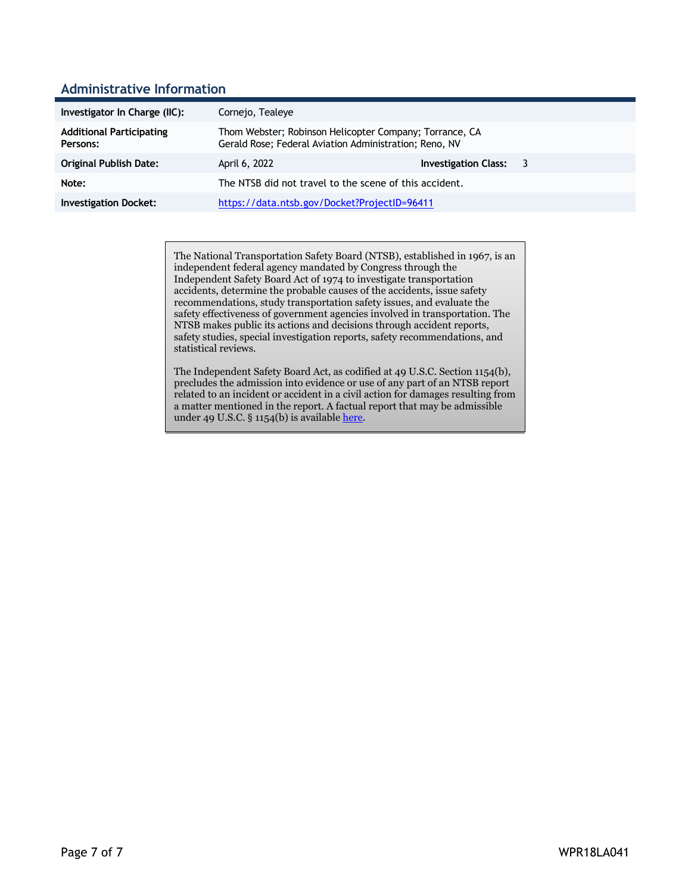## Administrative Information

| | | | |
|---|---|---|---|
| **Investigator In Charge (IIC):** | Cornejo, Tealeye | | |
| **Additional Participating Persons:** | Thom Webster; Robinson Helicopter Company; Torrance, CA<br>Gerald Rose; Federal Aviation Administration; Reno, NV | | |
| **Original Publish Date:** | April 6, 2022 | **Investigation Class:** | 3 |
| **Note:** | The NTSB did not travel to the scene of this accident. | | |
| **Investigation Docket:** | https://data.ntsb.gov/Docket?ProjectID=96411 | | |

The National Transportation Safety Board (NTSB), established in 1967, is an independent federal agency mandated by Congress through the Independent Safety Board Act of 1974 to investigate transportation accidents, determine the probable causes of the accidents, issue safety recommendations, study transportation safety issues, and evaluate the safety effectiveness of government agencies involved in transportation. The NTSB makes public its actions and decisions through accident reports, safety studies, special investigation reports, safety recommendations, and statistical reviews.

The Independent Safety Board Act, as codified at 49 U.S.C. Section 1154(b), precludes the admission into evidence or use of any part of an NTSB report related to an incident or accident in a civil action for damages resulting from a matter mentioned in the report. A factual report that may be admissible under 49 U.S.C. § 1154(b) is available here.